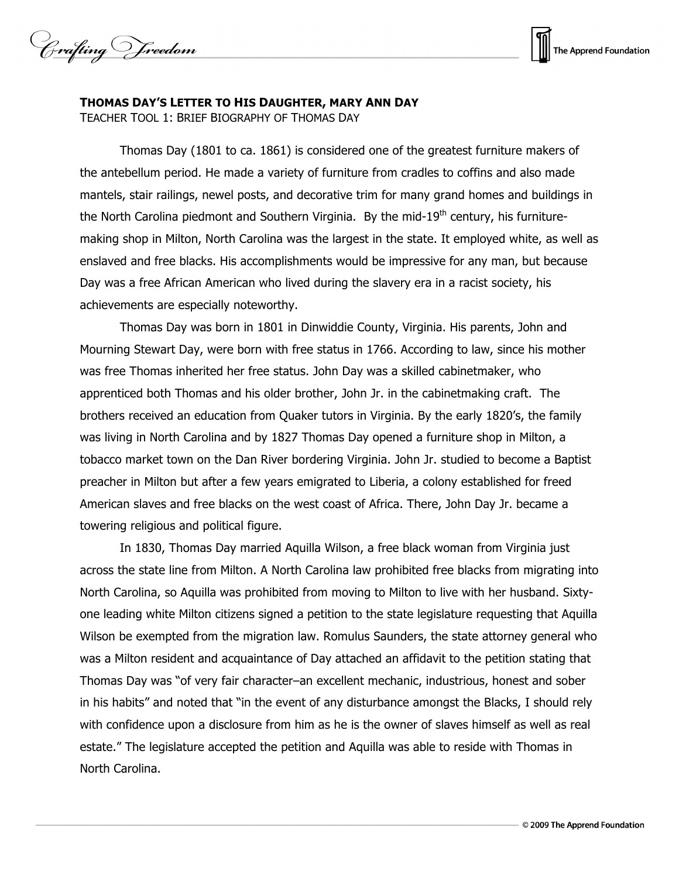## THOMAS DAY'S LETTER TO HIS DAUGHTER, MARY ANN DAY

TEACHER TOOL 1: BRIEF BIOGRAPHY OF THOMAS DAY

Thomas Day (1801 to ca. 1861) is considered one of the greatest furniture makers of the antebellum period. He made a variety of furniture from cradles to coffins and also made mantels, stair railings, newel posts, and decorative trim for many grand homes and buildings in the North Carolina piedmont and Southern Virginia. By the mid-19th century, his furniture-making shop in Milton, North Carolina was the largest in the state. It employed white, as well as enslaved and free blacks. His accomplishments would be impressive for any man, but because Day was a free African American who lived during the slavery era in a racist society, his achievements are especially noteworthy.

Thomas Day was born in 1801 in Dinwiddie County, Virginia. His parents, John and Mourning Stewart Day, were born with free status in 1766. According to law, since his mother was free Thomas inherited her free status. John Day was a skilled cabinetmaker, who apprenticed both Thomas and his older brother, John Jr. in the cabinetmaking craft. The brothers received an education from Quaker tutors in Virginia. By the early 1820's, the family was living in North Carolina and by 1827 Thomas Day opened a furniture shop in Milton, a tobacco market town on the Dan River bordering Virginia. John Jr. studied to become a Baptist preacher in Milton but after a few years emigrated to Liberia, a colony established for freed American slaves and free blacks on the west coast of Africa. There, John Day Jr. became a towering religious and political figure.

In 1830, Thomas Day married Aquilla Wilson, a free black woman from Virginia just across the state line from Milton. A North Carolina law prohibited free blacks from migrating into North Carolina, so Aquilla was prohibited from moving to Milton to live with her husband. Sixty-one leading white Milton citizens signed a petition to the state legislature requesting that Aquilla Wilson be exempted from the migration law. Romulus Saunders, the state attorney general who was a Milton resident and acquaintance of Day attached an affidavit to the petition stating that Thomas Day was "of very fair character–an excellent mechanic, industrious, honest and sober in his habits" and noted that "in the event of any disturbance amongst the Blacks, I should rely with confidence upon a disclosure from him as he is the owner of slaves himself as well as real estate." The legislature accepted the petition and Aquilla was able to reside with Thomas in North Carolina.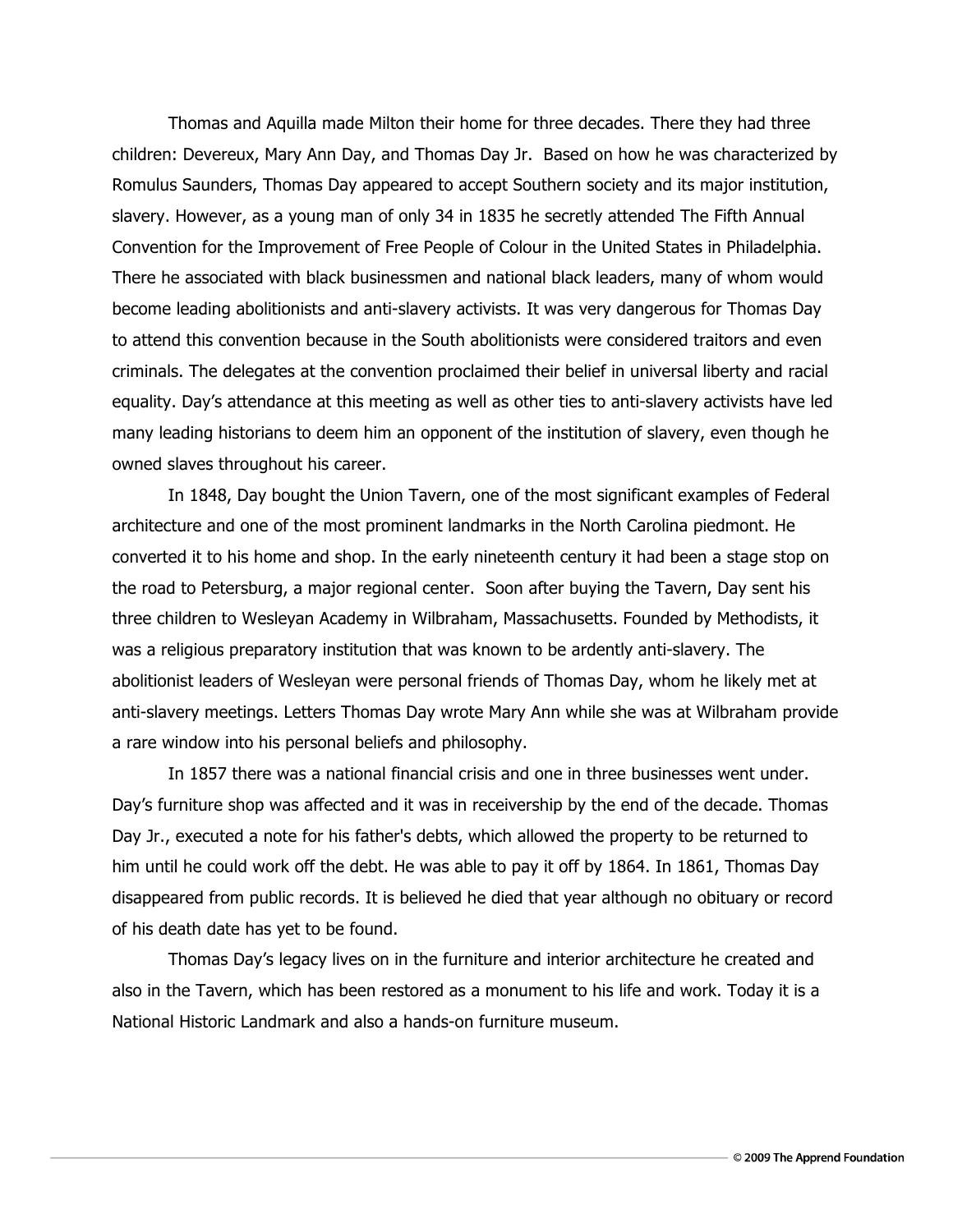Thomas and Aquilla made Milton their home for three decades. There they had three children: Devereux, Mary Ann Day, and Thomas Day Jr. Based on how he was characterized by Romulus Saunders, Thomas Day appeared to accept Southern society and its major institution, slavery. However, as a young man of only 34 in 1835 he secretly attended The Fifth Annual Convention for the Improvement of Free People of Colour in the United States in Philadelphia. There he associated with black businessmen and national black leaders, many of whom would become leading abolitionists and anti-slavery activists. It was very dangerous for Thomas Day to attend this convention because in the South abolitionists were considered traitors and even criminals. The delegates at the convention proclaimed their belief in universal liberty and racial equality. Day's attendance at this meeting as well as other ties to anti-slavery activists have led many leading historians to deem him an opponent of the institution of slavery, even though he owned slaves throughout his career.

In 1848, Day bought the Union Tavern, one of the most significant examples of Federal architecture and one of the most prominent landmarks in the North Carolina piedmont. He converted it to his home and shop. In the early nineteenth century it had been a stage stop on the road to Petersburg, a major regional center. Soon after buying the Tavern, Day sent his three children to Wesleyan Academy in Wilbraham, Massachusetts. Founded by Methodists, it was a religious preparatory institution that was known to be ardently anti-slavery. The abolitionist leaders of Wesleyan were personal friends of Thomas Day, whom he likely met at anti-slavery meetings. Letters Thomas Day wrote Mary Ann while she was at Wilbraham provide a rare window into his personal beliefs and philosophy.

In 1857 there was a national financial crisis and one in three businesses went under. Day's furniture shop was affected and it was in receivership by the end of the decade. Thomas Day Jr., executed a note for his father's debts, which allowed the property to be returned to him until he could work off the debt. He was able to pay it off by 1864. In 1861, Thomas Day disappeared from public records. It is believed he died that year although no obituary or record of his death date has yet to be found.

Thomas Day's legacy lives on in the furniture and interior architecture he created and also in the Tavern, which has been restored as a monument to his life and work. Today it is a National Historic Landmark and also a hands-on furniture museum.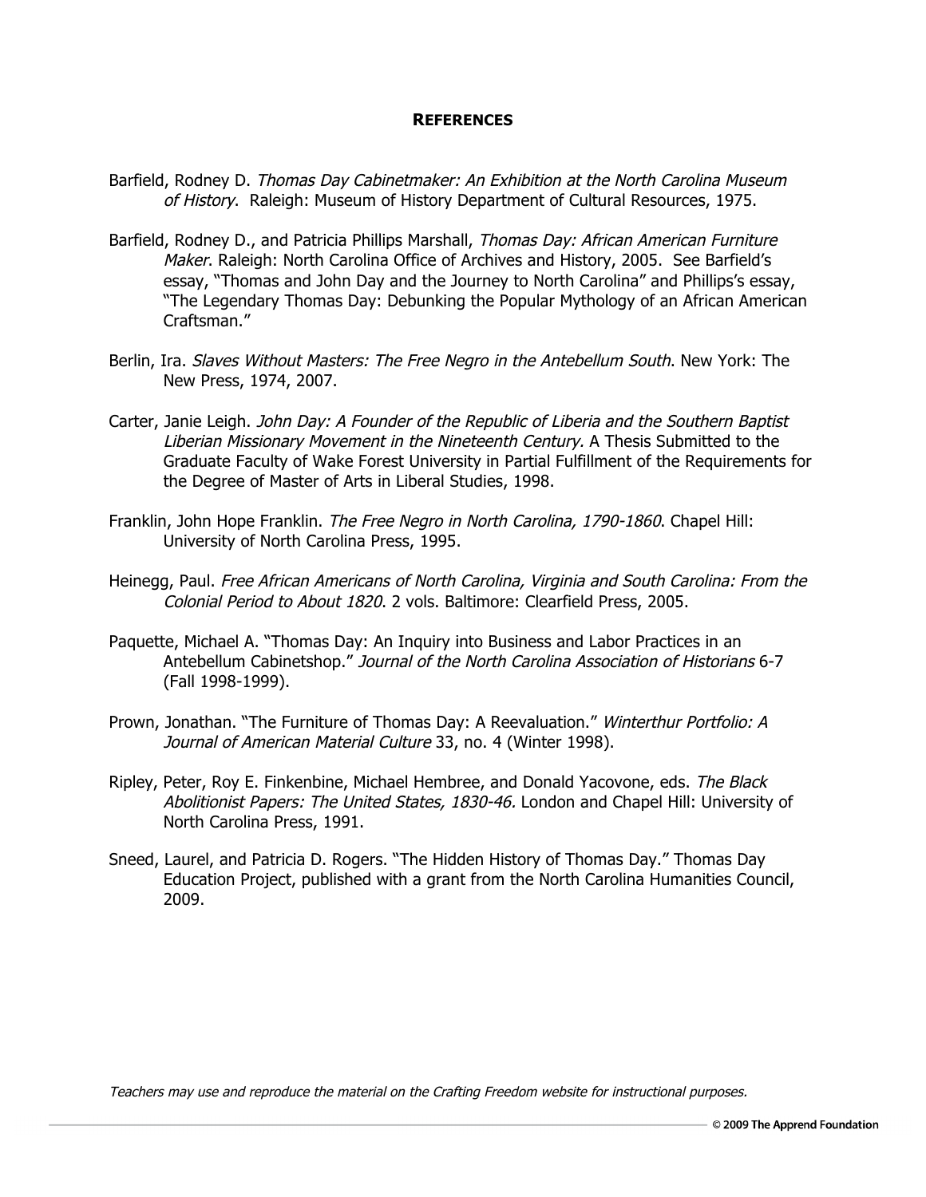## REFERENCES

Barfield, Rodney D. *Thomas Day Cabinetmaker: An Exhibition at the North Carolina Museum of History*. Raleigh: Museum of History Department of Cultural Resources, 1975.

Barfield, Rodney D., and Patricia Phillips Marshall, *Thomas Day: African American Furniture Maker*. Raleigh: North Carolina Office of Archives and History, 2005. See Barfield's essay, "Thomas and John Day and the Journey to North Carolina" and Phillips's essay, "The Legendary Thomas Day: Debunking the Popular Mythology of an African American Craftsman."

Berlin, Ira. *Slaves Without Masters: The Free Negro in the Antebellum South*. New York: The New Press, 1974, 2007.

Carter, Janie Leigh. *John Day: A Founder of the Republic of Liberia and the Southern Baptist Liberian Missionary Movement in the Nineteenth Century.* A Thesis Submitted to the Graduate Faculty of Wake Forest University in Partial Fulfillment of the Requirements for the Degree of Master of Arts in Liberal Studies, 1998.

Franklin, John Hope Franklin. *The Free Negro in North Carolina, 1790-1860*. Chapel Hill: University of North Carolina Press, 1995.

Heinegg, Paul. *Free African Americans of North Carolina, Virginia and South Carolina: From the Colonial Period to About 1820*. 2 vols. Baltimore: Clearfield Press, 2005.

Paquette, Michael A. "Thomas Day: An Inquiry into Business and Labor Practices in an Antebellum Cabinetshop." *Journal of the North Carolina Association of Historians* 6-7 (Fall 1998-1999).

Prown, Jonathan. "The Furniture of Thomas Day: A Reevaluation." *Winterthur Portfolio: A Journal of American Material Culture* 33, no. 4 (Winter 1998).

Ripley, Peter, Roy E. Finkenbine, Michael Hembree, and Donald Yacovone, eds. *The Black Abolitionist Papers: The United States, 1830-46.* London and Chapel Hill: University of North Carolina Press, 1991.

Sneed, Laurel, and Patricia D. Rogers. "The Hidden History of Thomas Day." Thomas Day Education Project, published with a grant from the North Carolina Humanities Council, 2009.

*Teachers may use and reproduce the material on the Crafting Freedom website for instructional purposes.*

© 2009 The Apprend Foundation